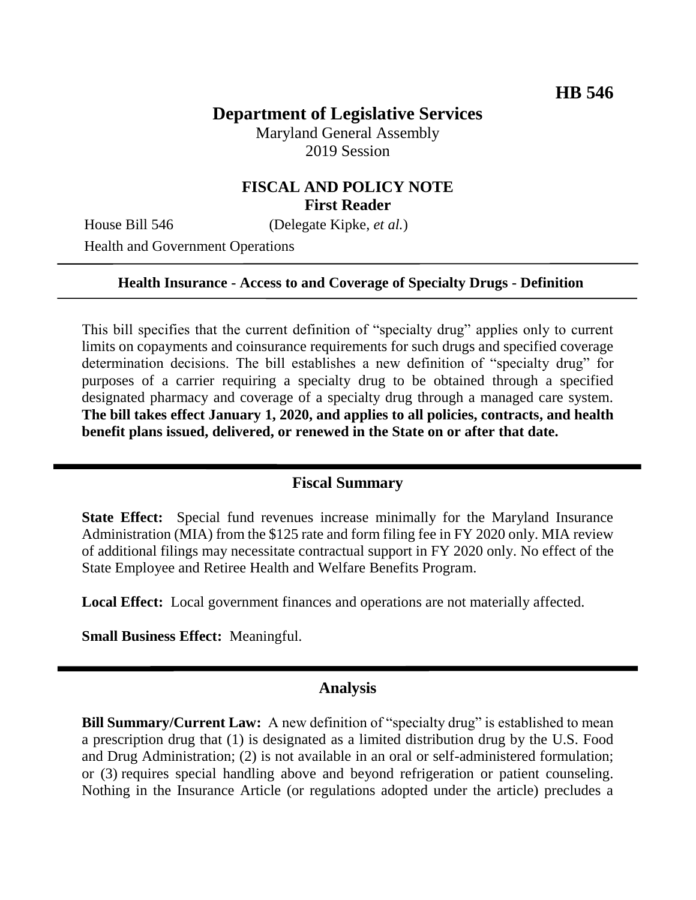**HB 546**

# Department of Legislative Services

Maryland General Assembly
2019 Session

## FISCAL AND POLICY NOTE
**First Reader**

House Bill 546 (Delegate Kipke, *et al.*)

Health and Government Operations

---

**Health Insurance - Access to and Coverage of Specialty Drugs - Definition**

---

This bill specifies that the current definition of "specialty drug" applies only to current limits on copayments and coinsurance requirements for such drugs and specified coverage determination decisions. The bill establishes a new definition of "specialty drug" for purposes of a carrier requiring a specialty drug to be obtained through a specified designated pharmacy and coverage of a specialty drug through a managed care system. **The bill takes effect January 1, 2020, and applies to all policies, contracts, and health benefit plans issued, delivered, or renewed in the State on or after that date.**

---

## Fiscal Summary

**State Effect:** Special fund revenues increase minimally for the Maryland Insurance Administration (MIA) from the $125 rate and form filing fee in FY 2020 only. MIA review of additional filings may necessitate contractual support in FY 2020 only. No effect of the State Employee and Retiree Health and Welfare Benefits Program.

**Local Effect:** Local government finances and operations are not materially affected.

**Small Business Effect:** Meaningful.

---

## Analysis

**Bill Summary/Current Law:** A new definition of "specialty drug" is established to mean a prescription drug that (1) is designated as a limited distribution drug by the U.S. Food and Drug Administration; (2) is not available in an oral or self-administered formulation; or (3) requires special handling above and beyond refrigeration or patient counseling. Nothing in the Insurance Article (or regulations adopted under the article) precludes a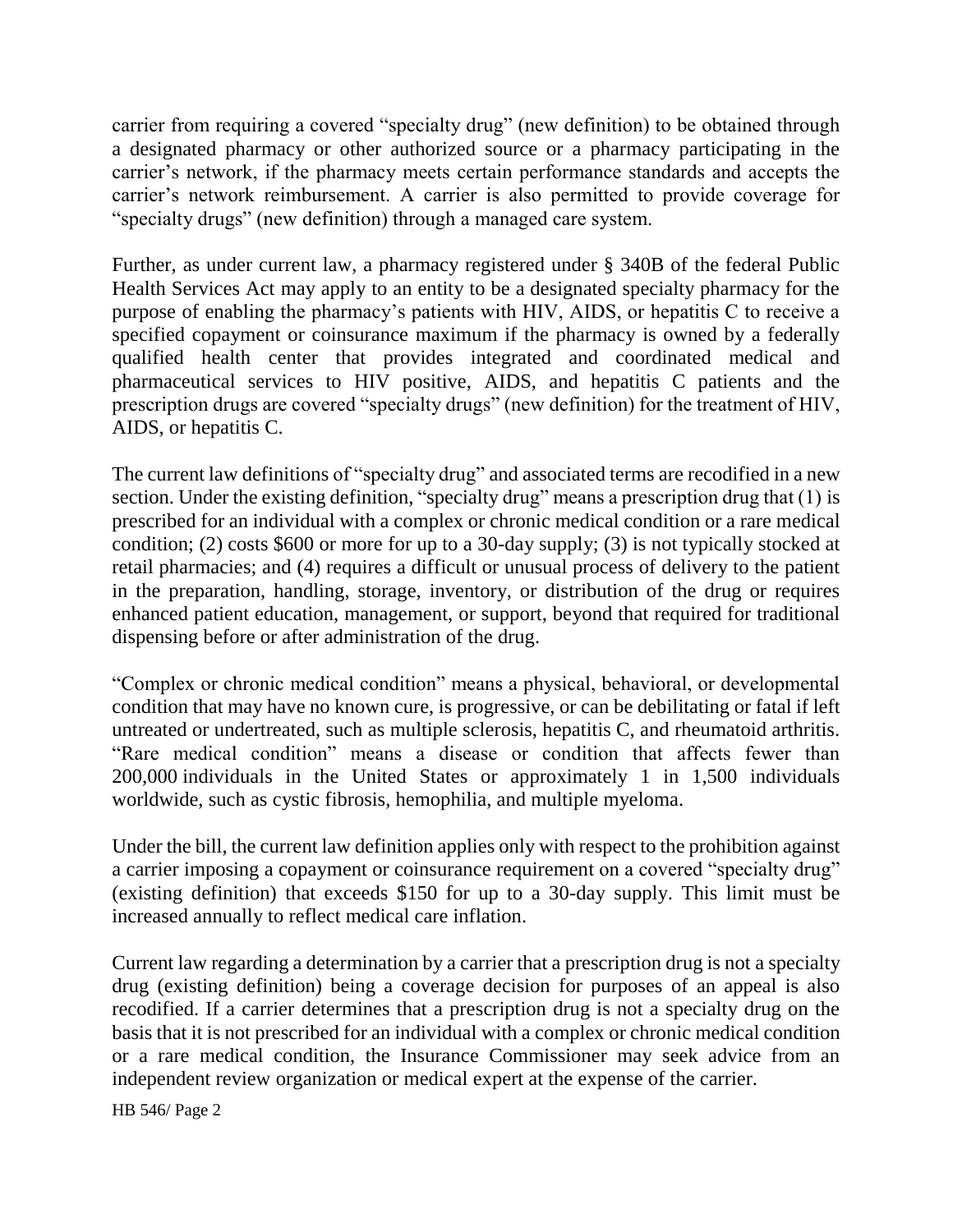carrier from requiring a covered "specialty drug" (new definition) to be obtained through a designated pharmacy or other authorized source or a pharmacy participating in the carrier's network, if the pharmacy meets certain performance standards and accepts the carrier's network reimbursement. A carrier is also permitted to provide coverage for "specialty drugs" (new definition) through a managed care system.

Further, as under current law, a pharmacy registered under § 340B of the federal Public Health Services Act may apply to an entity to be a designated specialty pharmacy for the purpose of enabling the pharmacy's patients with HIV, AIDS, or hepatitis C to receive a specified copayment or coinsurance maximum if the pharmacy is owned by a federally qualified health center that provides integrated and coordinated medical and pharmaceutical services to HIV positive, AIDS, and hepatitis C patients and the prescription drugs are covered "specialty drugs" (new definition) for the treatment of HIV, AIDS, or hepatitis C.

The current law definitions of "specialty drug" and associated terms are recodified in a new section. Under the existing definition, "specialty drug" means a prescription drug that (1) is prescribed for an individual with a complex or chronic medical condition or a rare medical condition; (2) costs $600 or more for up to a 30-day supply; (3) is not typically stocked at retail pharmacies; and (4) requires a difficult or unusual process of delivery to the patient in the preparation, handling, storage, inventory, or distribution of the drug or requires enhanced patient education, management, or support, beyond that required for traditional dispensing before or after administration of the drug.

"Complex or chronic medical condition" means a physical, behavioral, or developmental condition that may have no known cure, is progressive, or can be debilitating or fatal if left untreated or undertreated, such as multiple sclerosis, hepatitis C, and rheumatoid arthritis. "Rare medical condition" means a disease or condition that affects fewer than 200,000 individuals in the United States or approximately 1 in 1,500 individuals worldwide, such as cystic fibrosis, hemophilia, and multiple myeloma.

Under the bill, the current law definition applies only with respect to the prohibition against a carrier imposing a copayment or coinsurance requirement on a covered "specialty drug" (existing definition) that exceeds $150 for up to a 30-day supply. This limit must be increased annually to reflect medical care inflation.

Current law regarding a determination by a carrier that a prescription drug is not a specialty drug (existing definition) being a coverage decision for purposes of an appeal is also recodified. If a carrier determines that a prescription drug is not a specialty drug on the basis that it is not prescribed for an individual with a complex or chronic medical condition or a rare medical condition, the Insurance Commissioner may seek advice from an independent review organization or medical expert at the expense of the carrier.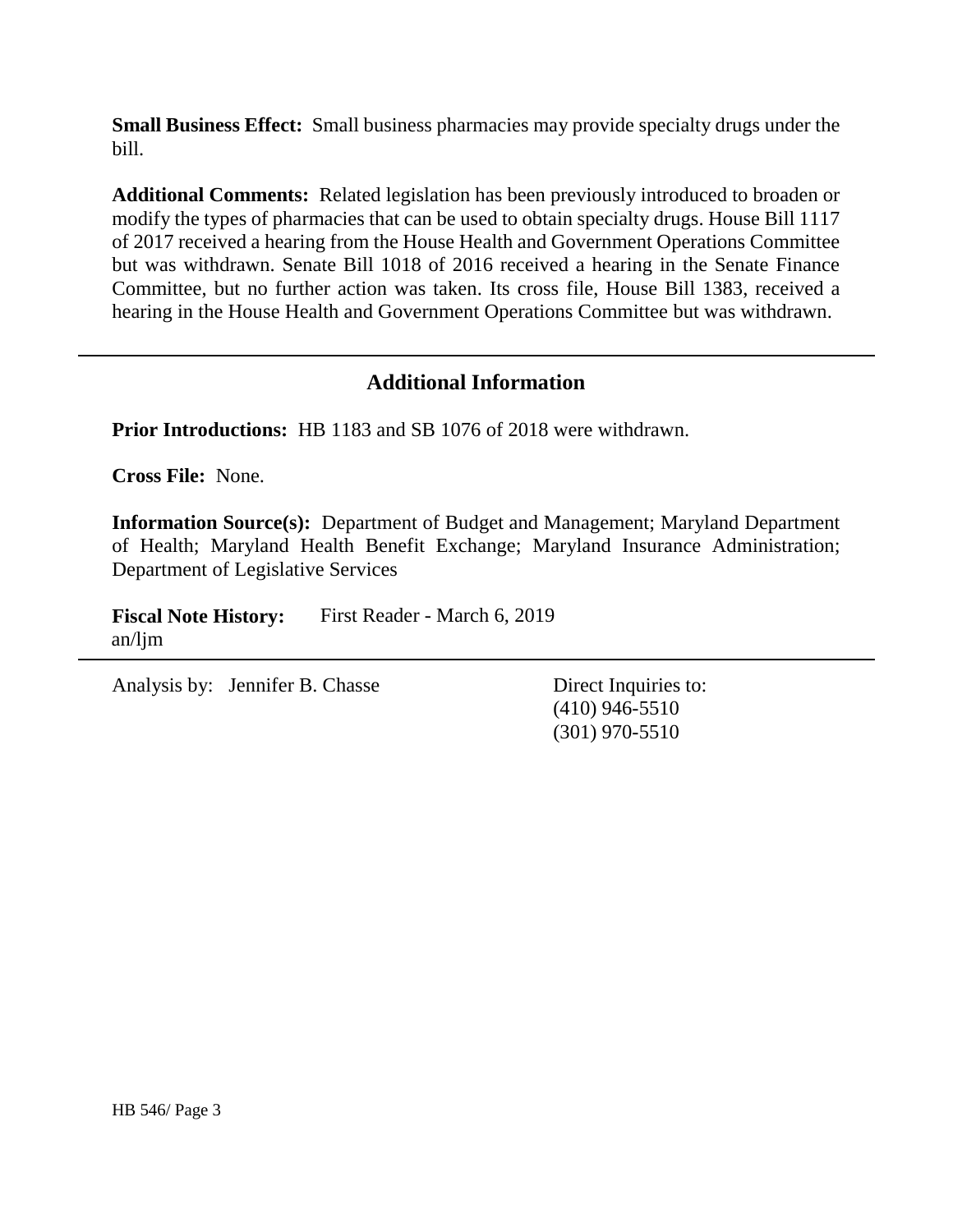**Small Business Effect:** Small business pharmacies may provide specialty drugs under the bill.

**Additional Comments:** Related legislation has been previously introduced to broaden or modify the types of pharmacies that can be used to obtain specialty drugs. House Bill 1117 of 2017 received a hearing from the House Health and Government Operations Committee but was withdrawn. Senate Bill 1018 of 2016 received a hearing in the Senate Finance Committee, but no further action was taken. Its cross file, House Bill 1383, received a hearing in the House Health and Government Operations Committee but was withdrawn.

---

## Additional Information

**Prior Introductions:** HB 1183 and SB 1076 of 2018 were withdrawn.

**Cross File:** None.

**Information Source(s):** Department of Budget and Management; Maryland Department of Health; Maryland Health Benefit Exchange; Maryland Insurance Administration; Department of Legislative Services

**Fiscal Note History:** First Reader - March 6, 2019
an/ljm

---

Analysis by: Jennifer B. Chasse

Direct Inquiries to:
(410) 946-5510
(301) 970-5510